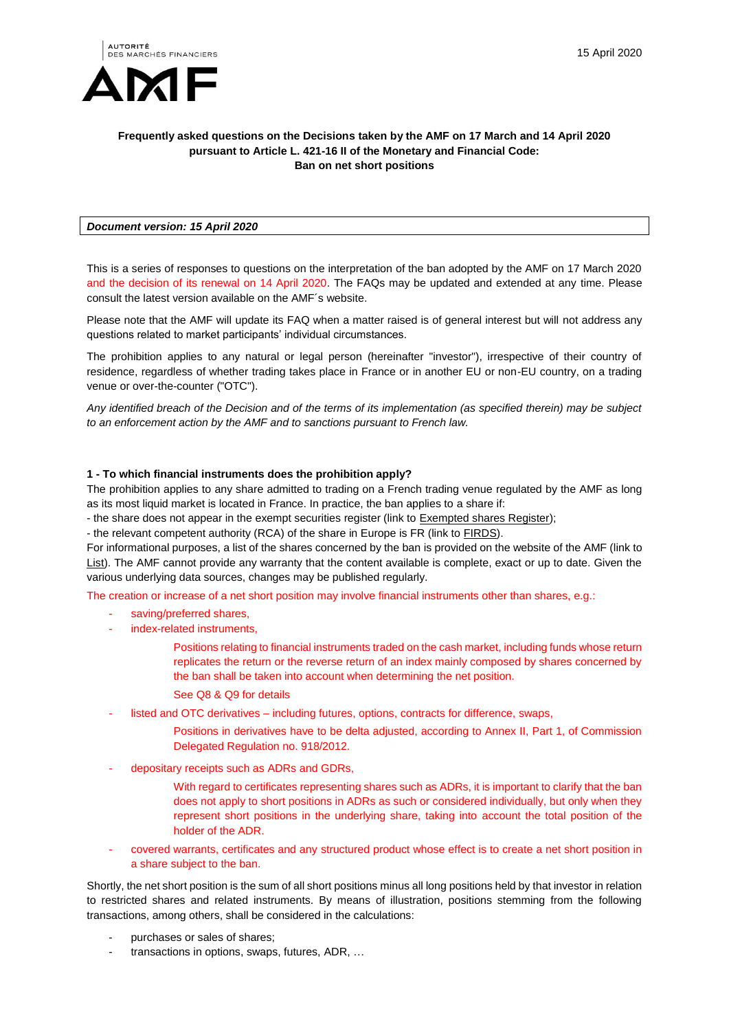AUTORITÉ DES MARCHÉS FINANCIERS

AMF

15 April 2020

**Frequently asked questions on the Decisions taken by the AMF on 17 March and 14 April 2020 pursuant to Article L. 421-16 II of the Monetary and Financial Code: Ban on net short positions**

***Document version: 15 April 2020***

This is a series of responses to questions on the interpretation of the ban adopted by the AMF on 17 March 2020 and the decision of its renewal on 14 April 2020. The FAQs may be updated and extended at any time. Please consult the latest version available on the AMF´s website.

Please note that the AMF will update its FAQ when a matter raised is of general interest but will not address any questions related to market participants' individual circumstances.

The prohibition applies to any natural or legal person (hereinafter "investor"), irrespective of their country of residence, regardless of whether trading takes place in France or in another EU or non-EU country, on a trading venue or over-the-counter ("OTC").

*Any identified breach of the Decision and of the terms of its implementation (as specified therein) may be subject to an enforcement action by the AMF and to sanctions pursuant to French law.*

**1 - To which financial instruments does the prohibition apply?**

The prohibition applies to any share admitted to trading on a French trading venue regulated by the AMF as long as its most liquid market is located in France. In practice, the ban applies to a share if:

- the share does not appear in the exempt securities register (link to Exempted shares Register);
- the relevant competent authority (RCA) of the share in Europe is FR (link to FIRDS).

For informational purposes, a list of the shares concerned by the ban is provided on the website of the AMF (link to List). The AMF cannot provide any warranty that the content available is complete, exact or up to date. Given the various underlying data sources, changes may be published regularly.

The creation or increase of a net short position may involve financial instruments other than shares, e.g.:

- saving/preferred shares,
- index-related instruments,

  Positions relating to financial instruments traded on the cash market, including funds whose return replicates the return or the reverse return of an index mainly composed by shares concerned by the ban shall be taken into account when determining the net position.

  See Q8 & Q9 for details

- listed and OTC derivatives – including futures, options, contracts for difference, swaps,

  Positions in derivatives have to be delta adjusted, according to Annex II, Part 1, of Commission Delegated Regulation no. 918/2012.

- depositary receipts such as ADRs and GDRs,

  With regard to certificates representing shares such as ADRs, it is important to clarify that the ban does not apply to short positions in ADRs as such or considered individually, but only when they represent short positions in the underlying share, taking into account the total position of the holder of the ADR.

- covered warrants, certificates and any structured product whose effect is to create a net short position in a share subject to the ban.

Shortly, the net short position is the sum of all short positions minus all long positions held by that investor in relation to restricted shares and related instruments. By means of illustration, positions stemming from the following transactions, among others, shall be considered in the calculations:

- purchases or sales of shares;
- transactions in options, swaps, futures, ADR, …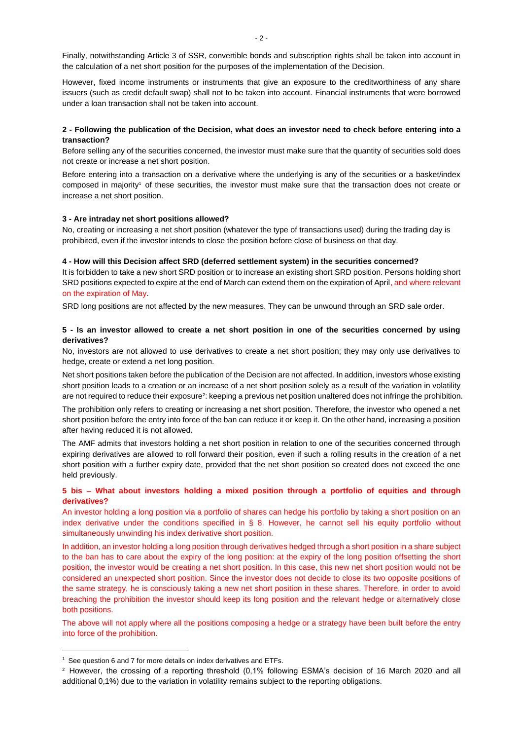Finally, notwithstanding Article 3 of SSR, convertible bonds and subscription rights shall be taken into account in the calculation of a net short position for the purposes of the implementation of the Decision.

However, fixed income instruments or instruments that give an exposure to the creditworthiness of any share issuers (such as credit default swap) shall not to be taken into account. Financial instruments that were borrowed under a loan transaction shall not be taken into account.

**2 - Following the publication of the Decision, what does an investor need to check before entering into a transaction?**

Before selling any of the securities concerned, the investor must make sure that the quantity of securities sold does not create or increase a net short position.

Before entering into a transaction on a derivative where the underlying is any of the securities or a basket/index composed in majority[1] of these securities, the investor must make sure that the transaction does not create or increase a net short position.

**3 - Are intraday net short positions allowed?**

No, creating or increasing a net short position (whatever the type of transactions used) during the trading day is prohibited, even if the investor intends to close the position before close of business on that day.

**4 - How will this Decision affect SRD (deferred settlement system) in the securities concerned?**

It is forbidden to take a new short SRD position or to increase an existing short SRD position. Persons holding short SRD positions expected to expire at the end of March can extend them on the expiration of April, and where relevant on the expiration of May.

SRD long positions are not affected by the new measures. They can be unwound through an SRD sale order.

**5 - Is an investor allowed to create a net short position in one of the securities concerned by using derivatives?**

No, investors are not allowed to use derivatives to create a net short position; they may only use derivatives to hedge, create or extend a net long position.

Net short positions taken before the publication of the Decision are not affected. In addition, investors whose existing short position leads to a creation or an increase of a net short position solely as a result of the variation in volatility are not required to reduce their exposure[2]: keeping a previous net position unaltered does not infringe the prohibition.

The prohibition only refers to creating or increasing a net short position. Therefore, the investor who opened a net short position before the entry into force of the ban can reduce it or keep it. On the other hand, increasing a position after having reduced it is not allowed.

The AMF admits that investors holding a net short position in relation to one of the securities concerned through expiring derivatives are allowed to roll forward their position, even if such a rolling results in the creation of a net short position with a further expiry date, provided that the net short position so created does not exceed the one held previously.

**5 bis – What about investors holding a mixed position through a portfolio of equities and through derivatives?**

An investor holding a long position via a portfolio of shares can hedge his portfolio by taking a short position on an index derivative under the conditions specified in § 8. However, he cannot sell his equity portfolio without simultaneously unwinding his index derivative short position.

In addition, an investor holding a long position through derivatives hedged through a short position in a share subject to the ban has to care about the expiry of the long position: at the expiry of the long position offsetting the short position, the investor would be creating a net short position. In this case, this new net short position would not be considered an unexpected short position. Since the investor does not decide to close its two opposite positions of the same strategy, he is consciously taking a new net short position in these shares. Therefore, in order to avoid breaching the prohibition the investor should keep its long position and the relevant hedge or alternatively close both positions.

The above will not apply where all the positions composing a hedge or a strategy have been built before the entry into force of the prohibition.

---

[1] See question 6 and 7 for more details on index derivatives and ETFs.

[2] However, the crossing of a reporting threshold (0,1% following ESMA's decision of 16 March 2020 and all additional 0,1%) due to the variation in volatility remains subject to the reporting obligations.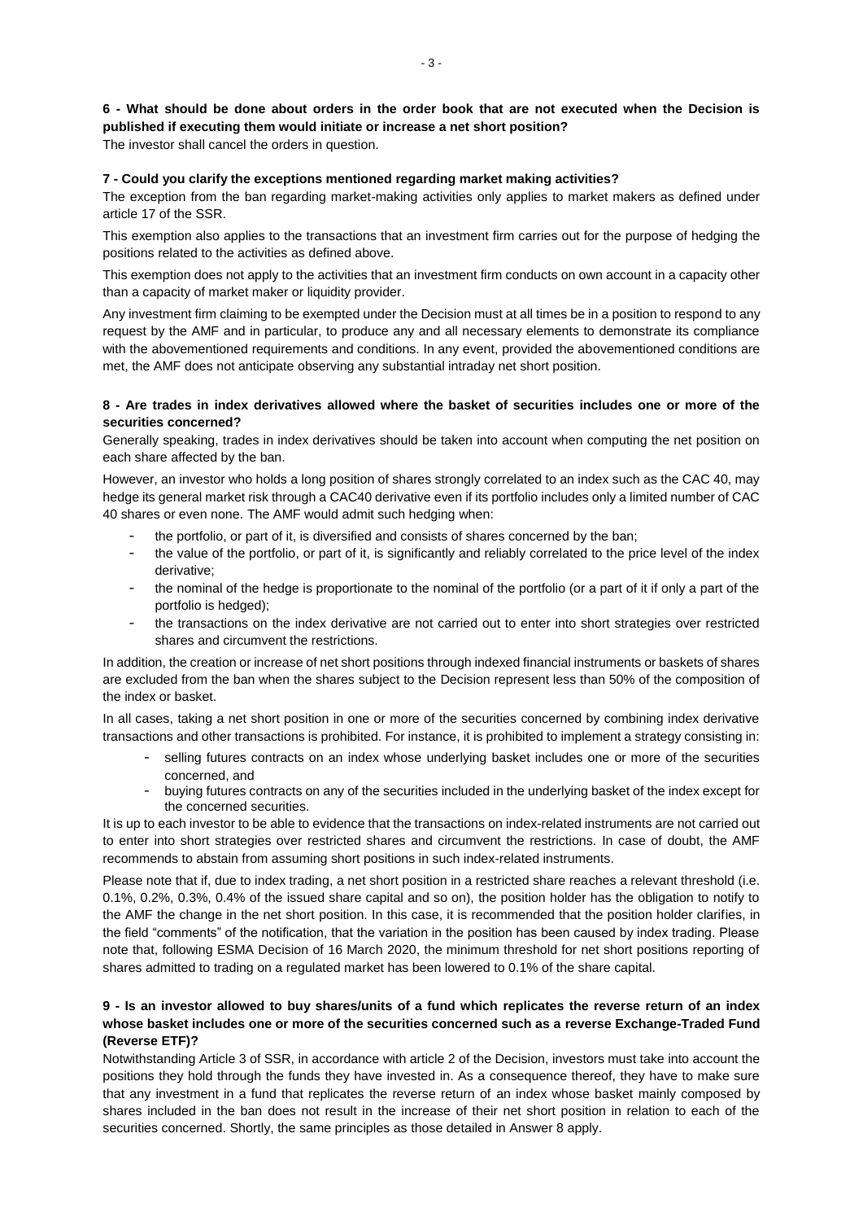**6 - What should be done about orders in the order book that are not executed when the Decision is published if executing them would initiate or increase a net short position?**

The investor shall cancel the orders in question.

**7 - Could you clarify the exceptions mentioned regarding market making activities?**

The exception from the ban regarding market-making activities only applies to market makers as defined under article 17 of the SSR.

This exemption also applies to the transactions that an investment firm carries out for the purpose of hedging the positions related to the activities as defined above.

This exemption does not apply to the activities that an investment firm conducts on own account in a capacity other than a capacity of market maker or liquidity provider.

Any investment firm claiming to be exempted under the Decision must at all times be in a position to respond to any request by the AMF and in particular, to produce any and all necessary elements to demonstrate its compliance with the abovementioned requirements and conditions. In any event, provided the abovementioned conditions are met, the AMF does not anticipate observing any substantial intraday net short position.

**8 - Are trades in index derivatives allowed where the basket of securities includes one or more of the securities concerned?**

Generally speaking, trades in index derivatives should be taken into account when computing the net position on each share affected by the ban.

However, an investor who holds a long position of shares strongly correlated to an index such as the CAC 40, may hedge its general market risk through a CAC40 derivative even if its portfolio includes only a limited number of CAC 40 shares or even none. The AMF would admit such hedging when:

- the portfolio, or part of it, is diversified and consists of shares concerned by the ban;
- the value of the portfolio, or part of it, is significantly and reliably correlated to the price level of the index derivative;
- the nominal of the hedge is proportionate to the nominal of the portfolio (or a part of it if only a part of the portfolio is hedged);
- the transactions on the index derivative are not carried out to enter into short strategies over restricted shares and circumvent the restrictions.

In addition, the creation or increase of net short positions through indexed financial instruments or baskets of shares are excluded from the ban when the shares subject to the Decision represent less than 50% of the composition of the index or basket.

In all cases, taking a net short position in one or more of the securities concerned by combining index derivative transactions and other transactions is prohibited. For instance, it is prohibited to implement a strategy consisting in:

- selling futures contracts on an index whose underlying basket includes one or more of the securities concerned, and
- buying futures contracts on any of the securities included in the underlying basket of the index except for the concerned securities.

It is up to each investor to be able to evidence that the transactions on index-related instruments are not carried out to enter into short strategies over restricted shares and circumvent the restrictions. In case of doubt, the AMF recommends to abstain from assuming short positions in such index-related instruments.

Please note that if, due to index trading, a net short position in a restricted share reaches a relevant threshold (i.e. 0.1%, 0.2%, 0.3%, 0.4% of the issued share capital and so on), the position holder has the obligation to notify to the AMF the change in the net short position. In this case, it is recommended that the position holder clarifies, in the field "comments" of the notification, that the variation in the position has been caused by index trading. Please note that, following ESMA Decision of 16 March 2020, the minimum threshold for net short positions reporting of shares admitted to trading on a regulated market has been lowered to 0.1% of the share capital.

**9 - Is an investor allowed to buy shares/units of a fund which replicates the reverse return of an index whose basket includes one or more of the securities concerned such as a reverse Exchange-Traded Fund (Reverse ETF)?**

Notwithstanding Article 3 of SSR, in accordance with article 2 of the Decision, investors must take into account the positions they hold through the funds they have invested in. As a consequence thereof, they have to make sure that any investment in a fund that replicates the reverse return of an index whose basket mainly composed by shares included in the ban does not result in the increase of their net short position in relation to each of the securities concerned. Shortly, the same principles as those detailed in Answer 8 apply.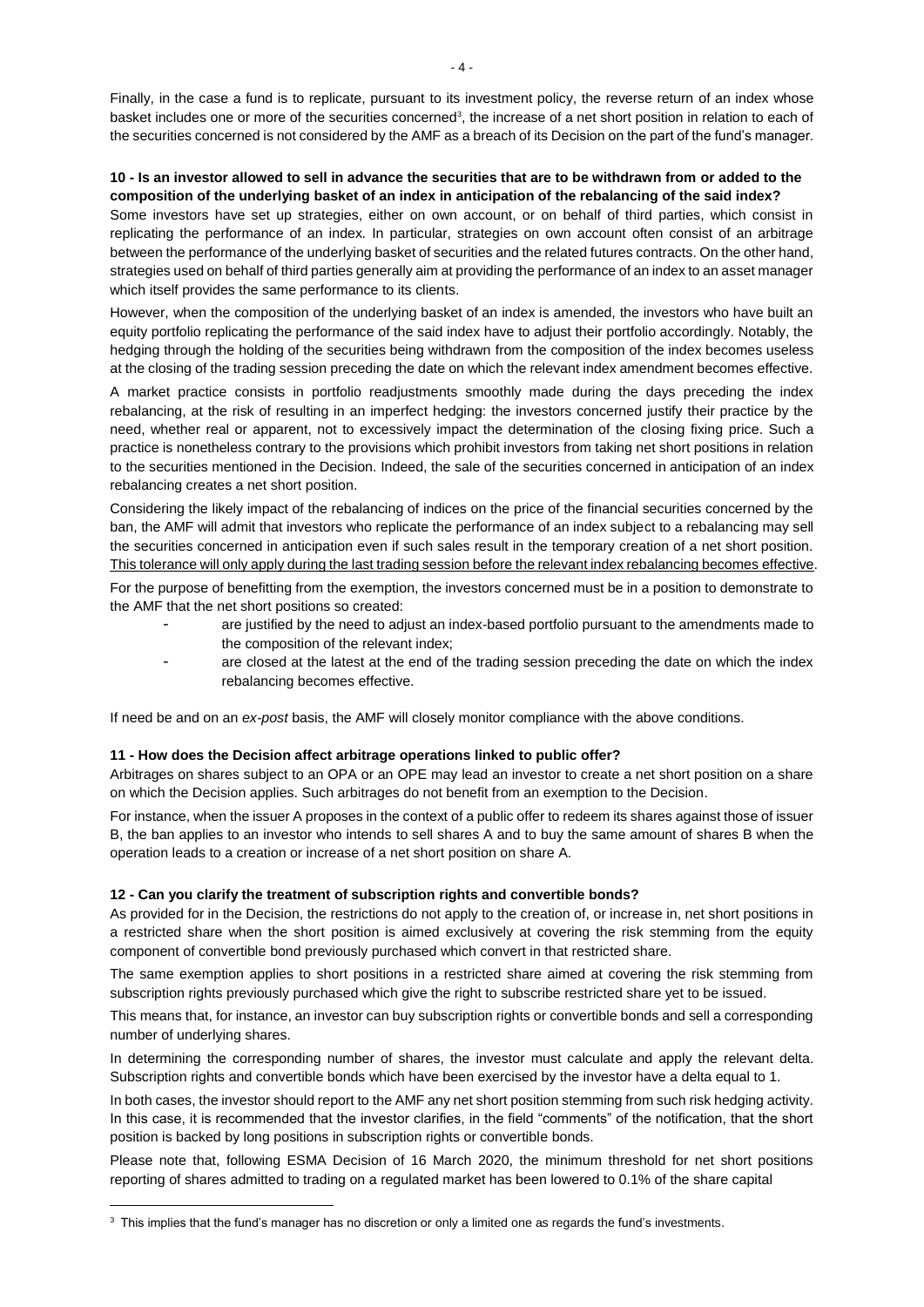Finally, in the case a fund is to replicate, pursuant to its investment policy, the reverse return of an index whose basket includes one or more of the securities concerned[3], the increase of a net short position in relation to each of the securities concerned is not considered by the AMF as a breach of its Decision on the part of the fund's manager.

**10 - Is an investor allowed to sell in advance the securities that are to be withdrawn from or added to the composition of the underlying basket of an index in anticipation of the rebalancing of the said index?**

Some investors have set up strategies, either on own account, or on behalf of third parties, which consist in replicating the performance of an index. In particular, strategies on own account often consist of an arbitrage between the performance of the underlying basket of securities and the related futures contracts. On the other hand, strategies used on behalf of third parties generally aim at providing the performance of an index to an asset manager which itself provides the same performance to its clients.

However, when the composition of the underlying basket of an index is amended, the investors who have built an equity portfolio replicating the performance of the said index have to adjust their portfolio accordingly. Notably, the hedging through the holding of the securities being withdrawn from the composition of the index becomes useless at the closing of the trading session preceding the date on which the relevant index amendment becomes effective.

A market practice consists in portfolio readjustments smoothly made during the days preceding the index rebalancing, at the risk of resulting in an imperfect hedging: the investors concerned justify their practice by the need, whether real or apparent, not to excessively impact the determination of the closing fixing price. Such a practice is nonetheless contrary to the provisions which prohibit investors from taking net short positions in relation to the securities mentioned in the Decision. Indeed, the sale of the securities concerned in anticipation of an index rebalancing creates a net short position.

Considering the likely impact of the rebalancing of indices on the price of the financial securities concerned by the ban, the AMF will admit that investors who replicate the performance of an index subject to a rebalancing may sell the securities concerned in anticipation even if such sales result in the temporary creation of a net short position. This tolerance will only apply during the last trading session before the relevant index rebalancing becomes effective.

For the purpose of benefitting from the exemption, the investors concerned must be in a position to demonstrate to the AMF that the net short positions so created:

- are justified by the need to adjust an index-based portfolio pursuant to the amendments made to the composition of the relevant index;
- are closed at the latest at the end of the trading session preceding the date on which the index rebalancing becomes effective.

If need be and on an *ex-post* basis, the AMF will closely monitor compliance with the above conditions.

**11 - How does the Decision affect arbitrage operations linked to public offer?**

Arbitrages on shares subject to an OPA or an OPE may lead an investor to create a net short position on a share on which the Decision applies. Such arbitrages do not benefit from an exemption to the Decision.

For instance, when the issuer A proposes in the context of a public offer to redeem its shares against those of issuer B, the ban applies to an investor who intends to sell shares A and to buy the same amount of shares B when the operation leads to a creation or increase of a net short position on share A.

**12 - Can you clarify the treatment of subscription rights and convertible bonds?**

As provided for in the Decision, the restrictions do not apply to the creation of, or increase in, net short positions in a restricted share when the short position is aimed exclusively at covering the risk stemming from the equity component of convertible bond previously purchased which convert in that restricted share.

The same exemption applies to short positions in a restricted share aimed at covering the risk stemming from subscription rights previously purchased which give the right to subscribe restricted share yet to be issued.

This means that, for instance, an investor can buy subscription rights or convertible bonds and sell a corresponding number of underlying shares.

In determining the corresponding number of shares, the investor must calculate and apply the relevant delta. Subscription rights and convertible bonds which have been exercised by the investor have a delta equal to 1.

In both cases, the investor should report to the AMF any net short position stemming from such risk hedging activity. In this case, it is recommended that the investor clarifies, in the field "comments" of the notification, that the short position is backed by long positions in subscription rights or convertible bonds.

Please note that, following ESMA Decision of 16 March 2020, the minimum threshold for net short positions reporting of shares admitted to trading on a regulated market has been lowered to 0.1% of the share capital

[3] This implies that the fund's manager has no discretion or only a limited one as regards the fund's investments.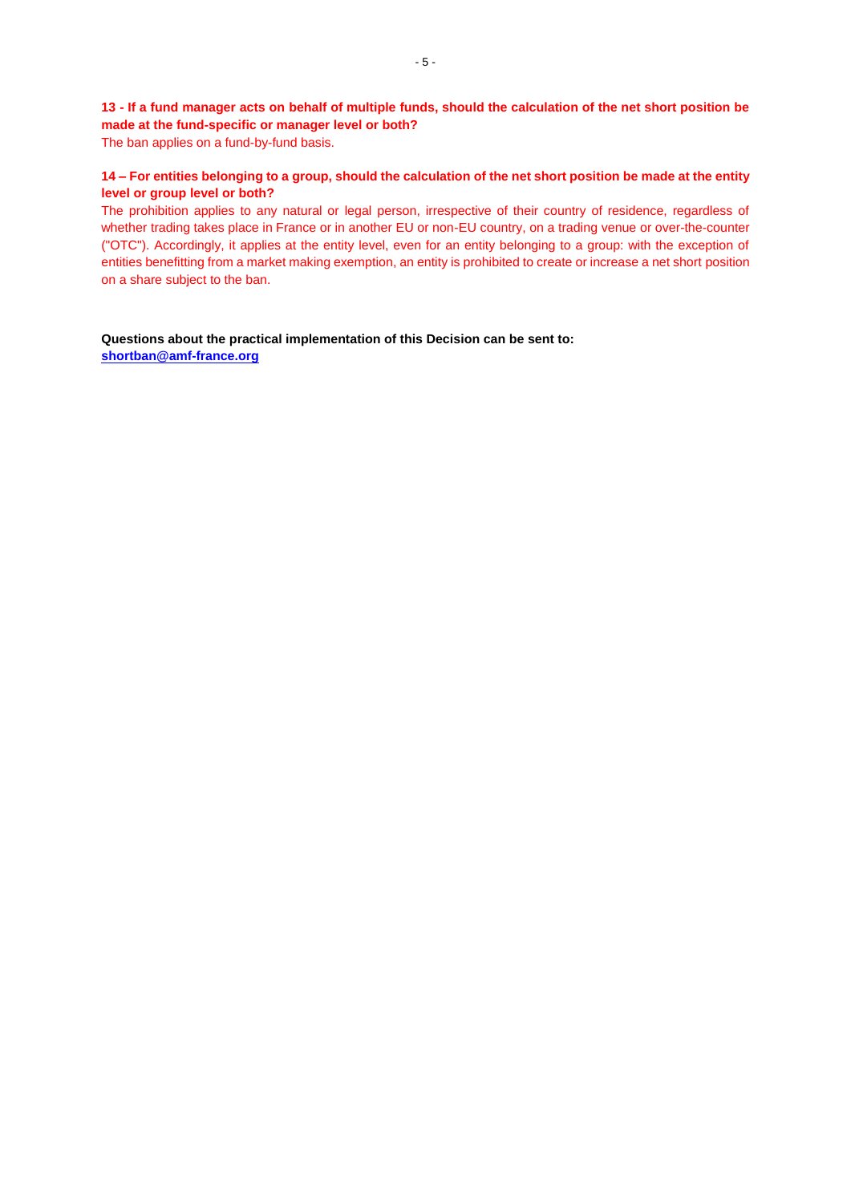**13 - If a fund manager acts on behalf of multiple funds, should the calculation of the net short position be made at the fund-specific or manager level or both?**

The ban applies on a fund-by-fund basis.

**14 – For entities belonging to a group, should the calculation of the net short position be made at the entity level or group level or both?**

The prohibition applies to any natural or legal person, irrespective of their country of residence, regardless of whether trading takes place in France or in another EU or non-EU country, on a trading venue or over-the-counter ("OTC"). Accordingly, it applies at the entity level, even for an entity belonging to a group: with the exception of entities benefitting from a market making exemption, an entity is prohibited to create or increase a net short position on a share subject to the ban.

**Questions about the practical implementation of this Decision can be sent to:**
**shortban@amf-france.org**